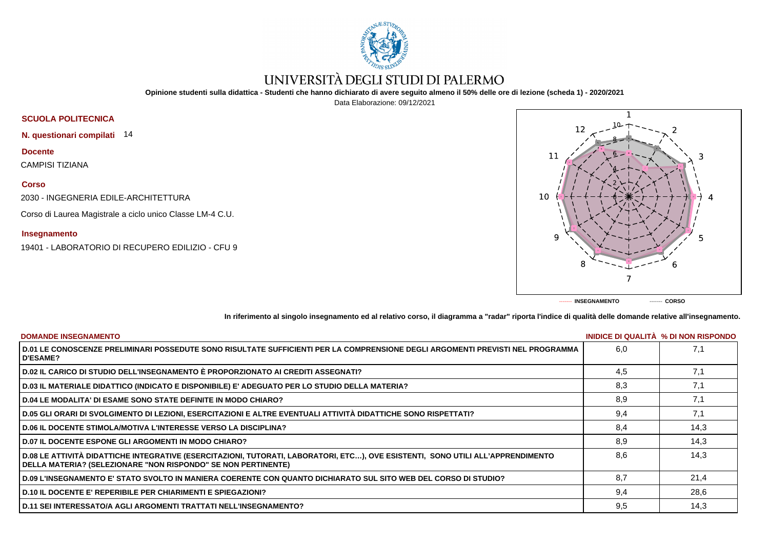# UNIVERSITÀ DEGLI STUDI DI PALERMO

**Opinione studenti sulla didattica - Studenti che hanno dichiarato di avere seguito almeno il 50% delle ore di lezione (scheda 1) - 2020/2021**

Data Elaborazione: 09/12/2021

**SCUOLA POLITECNICA**

**N. questionari compilati** 14

**Docente**

CAMPISI TIZIANA

**Corso**

2030 - INGEGNERIA EDILE-ARCHITETTURA

Corso di Laurea Magistrale a ciclo unico Classe LM-4 C.U.

**Insegnamento**

19401 - LABORATORIO DI RECUPERO EDILIZIO - CFU 9

------- INSEGNAMENTO ------- CORSO

**In riferimento al singolo insegnamento ed al relativo corso, il diagramma a "radar" riporta l'indice di qualità delle domande relative all'insegnamento.**

| DOMANDE INSEGNAMENTO | INIDICE DI QUALITÀ | % DI NON RISPONDO |
|---|---|---|
| D.01 LE CONOSCENZE PRELIMINARI POSSEDUTE SONO RISULTATE SUFFICIENTI PER LA COMPRENSIONE DEGLI ARGOMENTI PREVISTI NEL PROGRAMMA D'ESAME? | 6,0 | 7,1 |
| D.02 IL CARICO DI STUDIO DELL'INSEGNAMENTO È PROPORZIONATO AI CREDITI ASSEGNATI? | 4,5 | 7,1 |
| D.03 IL MATERIALE DIDATTICO (INDICATO E DISPONIBILE) E' ADEGUATO PER LO STUDIO DELLA MATERIA? | 8,3 | 7,1 |
| D.04 LE MODALITA' DI ESAME SONO STATE DEFINITE IN MODO CHIARO? | 8,9 | 7,1 |
| D.05 GLI ORARI DI SVOLGIMENTO DI LEZIONI, ESERCITAZIONI E ALTRE EVENTUALI ATTIVITÀ DIDATTICHE SONO RISPETTATI? | 9,4 | 7,1 |
| D.06 IL DOCENTE STIMOLA/MOTIVA L'INTERESSE VERSO LA DISCIPLINA? | 8,4 | 14,3 |
| D.07 IL DOCENTE ESPONE GLI ARGOMENTI IN MODO CHIARO? | 8,9 | 14,3 |
| D.08 LE ATTIVITÀ DIDATTICHE INTEGRATIVE (ESERCITAZIONI, TUTORATI, LABORATORI, ETC…), OVE ESISTENTI, SONO UTILI ALL'APPRENDIMENTO DELLA MATERIA? (SELEZIONARE "NON RISPONDO" SE NON PERTINENTE) | 8,6 | 14,3 |
| D.09 L'INSEGNAMENTO E' STATO SVOLTO IN MANIERA COERENTE CON QUANTO DICHIARATO SUL SITO WEB DEL CORSO DI STUDIO? | 8,7 | 21,4 |
| D.10 IL DOCENTE E' REPERIBILE PER CHIARIMENTI E SPIEGAZIONI? | 9,4 | 28,6 |
| D.11 SEI INTERESSATO/A AGLI ARGOMENTI TRATTATI NELL'INSEGNAMENTO? | 9,5 | 14,3 |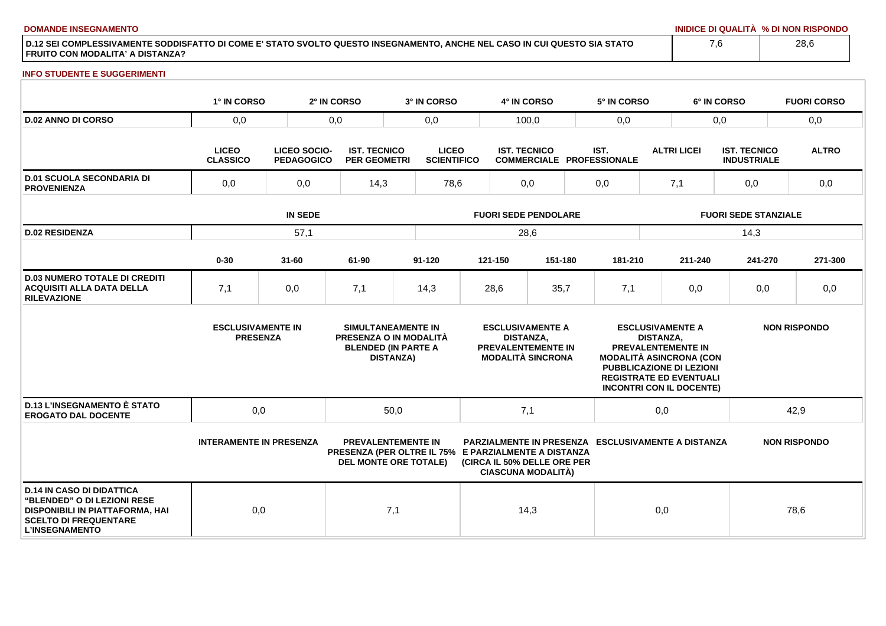**DOMANDE INSEGNAMENTO**

| | INIDICE DI QUALITÀ | % DI NON RISPONDO |
|---|---|---|
| D.12 SEI COMPLESSIVAMENTE SODDISFATTO DI COME E' STATO SVOLTO QUESTO INSEGNAMENTO, ANCHE NEL CASO IN CUI QUESTO SIA STATO FRUITO CON MODALITA' A DISTANZA? | 7,6 | 28,6 |

**INFO STUDENTE E SUGGERIMENTI**

| | 1° IN CORSO | 2° IN CORSO | 3° IN CORSO | 4° IN CORSO | 5° IN CORSO | 6° IN CORSO | FUORI CORSO |
|---|---|---|---|---|---|---|---|
| D.02 ANNO DI CORSO | 0,0 | 0,0 | 0,0 | 100,0 | 0,0 | 0,0 | 0,0 |

| | LICEO CLASSICO | LICEO SOCIO-PEDAGOGICO | IST. TECNICO PER GEOMETRI | LICEO SCIENTIFICO | IST. TECNICO COMMERCIALE | IST. PROFESSIONALE | ALTRI LICEI | IST. TECNICO INDUSTRIALE | ALTRO |
|---|---|---|---|---|---|---|---|---|---|
| D.01 SCUOLA SECONDARIA DI PROVENIENZA | 0,0 | 0,0 | 14,3 | 78,6 | 0,0 | 0,0 | 7,1 | 0,0 | 0,0 |

| | IN SEDE | FUORI SEDE PENDOLARE | FUORI SEDE STANZIALE |
|---|---|---|---|
| D.02 RESIDENZA | 57,1 | 28,6 | 14,3 |

| | 0-30 | 31-60 | 61-90 | 91-120 | 121-150 | 151-180 | 181-210 | 211-240 | 241-270 | 271-300 |
|---|---|---|---|---|---|---|---|---|---|---|
| D.03 NUMERO TOTALE DI CREDITI ACQUISITI ALLA DATA DELLA RILEVAZIONE | 7,1 | 0,0 | 7,1 | 14,3 | 28,6 | 35,7 | 7,1 | 0,0 | 0,0 | 0,0 |

| | ESCLUSIVAMENTE IN PRESENZA | SIMULTANEAMENTE IN PRESENZA O IN MODALITÀ BLENDED (IN PARTE A DISTANZA) | ESCLUSIVAMENTE A DISTANZA, PREVALENTEMENTE IN MODALITÀ SINCRONA | ESCLUSIVAMENTE A DISTANZA, PREVALENTEMENTE IN MODALITÀ ASINCRONA (CON PUBBLICAZIONE DI LEZIONI REGISTRATE ED EVENTUALI INCONTRI CON IL DOCENTE) | NON RISPONDO |
|---|---|---|---|---|---|
| D.13 L'INSEGNAMENTO È STATO EROGATO DAL DOCENTE | 0,0 | 50,0 | 7,1 | 0,0 | 42,9 |

| | INTERAMENTE IN PRESENZA | PREVALENTEMENTE IN PRESENZA (PER OLTRE IL 75% DEL MONTE ORE TOTALE) | PARZIALMENTE IN PRESENZA E PARZIALMENTE A DISTANZA (CIRCA IL 50% DELLE ORE PER CIASCUNA MODALITÀ) | ESCLUSIVAMENTE A DISTANZA | NON RISPONDO |
|---|---|---|---|---|---|
| D.14 IN CASO DI DIDATTICA "BLENDED" O DI LEZIONI RESE DISPONIBILI IN PIATTAFORMA, HAI SCELTO DI FREQUENTARE L'INSEGNAMENTO | 0,0 | 7,1 | 14,3 | 0,0 | 78,6 |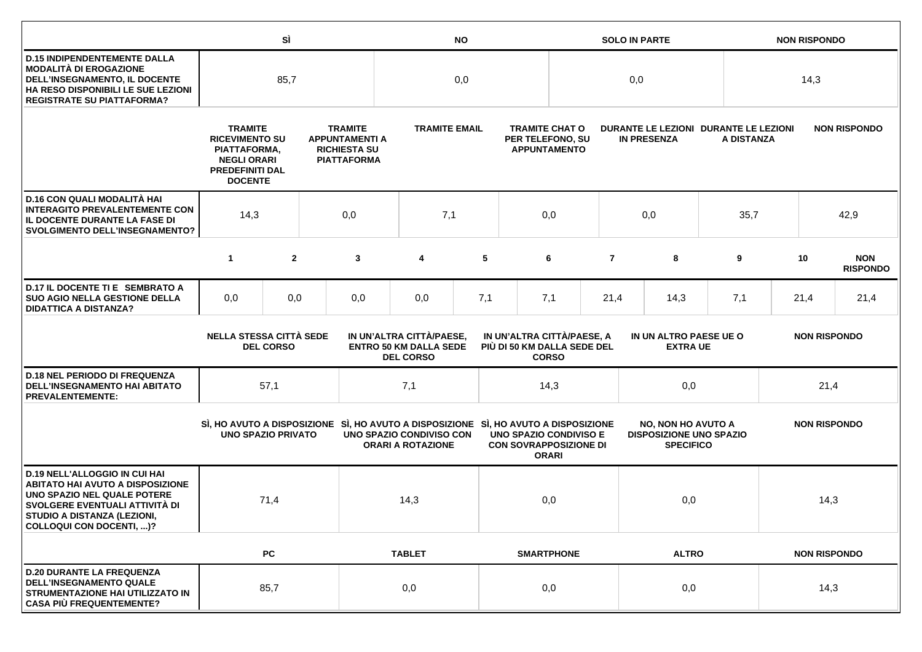| | SÌ | NO | SOLO IN PARTE | NON RISPONDO |
|---|---|---|---|---|
| **D.15 INDIPENDENTEMENTE DALLA MODALITÀ DI EROGAZIONE DELL'INSEGNAMENTO, IL DOCENTE HA RESO DISPONIBILI LE SUE LEZIONI REGISTRATE SU PIATTAFORMA?** | 85,7 | 0,0 | 0,0 | 14,3 |

| | TRAMITE RICEVIMENTO SU PIATTAFORMA, NEGLI ORARI PREDEFINITI DAL DOCENTE | TRAMITE APPUNTAMENTI A RICHIESTA SU PIATTAFORMA | TRAMITE EMAIL | TRAMITE CHAT O PER TELEFONO, SU APPUNTAMENTO | DURANTE LE LEZIONI IN PRESENZA | DURANTE LE LEZIONI A DISTANZA | NON RISPONDO |
|---|---|---|---|---|---|---|---|
| **D.16 CON QUALI MODALITÀ HAI INTERAGITO PREVALENTEMENTE CON IL DOCENTE DURANTE LA FASE DI SVOLGIMENTO DELL'INSEGNAMENTO?** | 14,3 | 0,0 | 7,1 | 0,0 | 0,0 | 35,7 | 42,9 |

| | 1 | 2 | 3 | 4 | 5 | 6 | 7 | 8 | 9 | 10 | NON RISPONDO |
|---|---|---|---|---|---|---|---|---|---|---|---|
| **D.17 IL DOCENTE TI E SEMBRATO A SUO AGIO NELLA GESTIONE DELLA DIDATTICA A DISTANZA?** | 0,0 | 0,0 | 0,0 | 0,0 | 7,1 | 7,1 | 21,4 | 14,3 | 7,1 | 21,4 | 21,4 |

| | NELLA STESSA CITTÀ SEDE DEL CORSO | IN UN'ALTRA CITTÀ/PAESE, ENTRO 50 KM DALLA SEDE DEL CORSO | IN UN'ALTRA CITTÀ/PAESE, A PIÙ DI 50 KM DALLA SEDE DEL CORSO | IN UN ALTRO PAESE UE O EXTRA UE | NON RISPONDO |
|---|---|---|---|---|---|
| **D.18 NEL PERIODO DI FREQUENZA DELL'INSEGNAMENTO HAI ABITATO PREVALENTEMENTE:** | 57,1 | 7,1 | 14,3 | 0,0 | 21,4 |

| | SÌ, HO AVUTO A DISPOSIZIONE UNO SPAZIO PRIVATO | SÌ, HO AVUTO A DISPOSIZIONE UNO SPAZIO CONDIVISO CON ORARI A ROTAZIONE | SÌ, HO AVUTO A DISPOSIZIONE UNO SPAZIO CONDIVISO E CON SOVRAPPOSIZIONE DI ORARI | NO, NON HO AVUTO A DISPOSIZIONE UNO SPAZIO SPECIFICO | NON RISPONDO |
|---|---|---|---|---|---|
| **D.19 NELL'ALLOGGIO IN CUI HAI ABITATO HAI AVUTO A DISPOSIZIONE UNO SPAZIO NEL QUALE POTERE SVOLGERE EVENTUALI ATTIVITÀ DI STUDIO A DISTANZA (LEZIONI, COLLOQUI CON DOCENTI, ...)?** | 71,4 | 14,3 | 0,0 | 0,0 | 14,3 |

| | PC | TABLET | SMARTPHONE | ALTRO | NON RISPONDO |
|---|---|---|---|---|---|
| **D.20 DURANTE LA FREQUENZA DELL'INSEGNAMENTO QUALE STRUMENTAZIONE HAI UTILIZZATO IN CASA PIÙ FREQUENTEMENTE?** | 85,7 | 0,0 | 0,0 | 0,0 | 14,3 |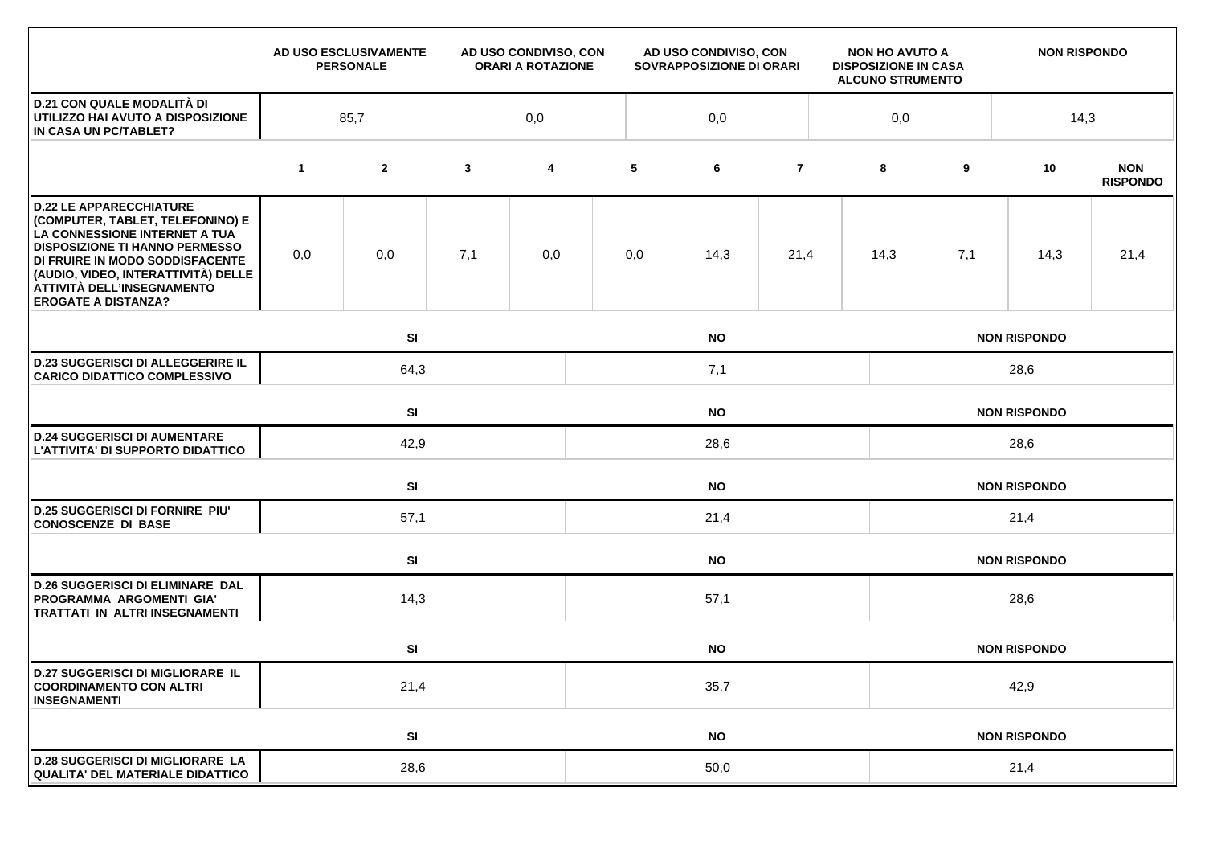| | AD USO ESCLUSIVAMENTE PERSONALE | AD USO CONDIVISO, CON ORARI A ROTAZIONE | AD USO CONDIVISO, CON SOVRAPPOSIZIONE DI ORARI | NON HO AVUTO A DISPOSIZIONE IN CASA ALCUNO STRUMENTO | NON RISPONDO |
|---|---|---|---|---|---|
| **D.21 CON QUALE MODALITÀ DI UTILIZZO HAI AVUTO A DISPOSIZIONE IN CASA UN PC/TABLET?** | 85,7 | 0,0 | 0,0 | 0,0 | 14,3 |

| | 1 | 2 | 3 | 4 | 5 | 6 | 7 | 8 | 9 | 10 | NON RISPONDO |
|---|---|---|---|---|---|---|---|---|---|---|---|
| **D.22 LE APPARECCHIATURE (COMPUTER, TABLET, TELEFONINO) E LA CONNESSIONE INTERNET A TUA DISPOSIZIONE TI HANNO PERMESSO DI FRUIRE IN MODO SODDISFACENTE (AUDIO, VIDEO, INTERATTIVITÀ) DELLE ATTIVITÀ DELL'INSEGNAMENTO EROGATE A DISTANZA?** | 0,0 | 0,0 | 7,1 | 0,0 | 0,0 | 14,3 | 21,4 | 14,3 | 7,1 | 14,3 | 21,4 |

| | SI | NO | NON RISPONDO |
|---|---|---|---|
| **D.23 SUGGERISCI DI ALLEGGERIRE IL CARICO DIDATTICO COMPLESSIVO** | 64,3 | 7,1 | 28,6 |

| | SI | NO | NON RISPONDO |
|---|---|---|---|
| **D.24 SUGGERISCI DI AUMENTARE L'ATTIVITA' DI SUPPORTO DIDATTICO** | 42,9 | 28,6 | 28,6 |

| | SI | NO | NON RISPONDO |
|---|---|---|---|
| **D.25 SUGGERISCI DI FORNIRE PIU' CONOSCENZE DI BASE** | 57,1 | 21,4 | 21,4 |

| | SI | NO | NON RISPONDO |
|---|---|---|---|
| **D.26 SUGGERISCI DI ELIMINARE DAL PROGRAMMA ARGOMENTI GIA' TRATTATI IN ALTRI INSEGNAMENTI** | 14,3 | 57,1 | 28,6 |

| | SI | NO | NON RISPONDO |
|---|---|---|---|
| **D.27 SUGGERISCI DI MIGLIORARE IL COORDINAMENTO CON ALTRI INSEGNAMENTI** | 21,4 | 35,7 | 42,9 |

| | SI | NO | NON RISPONDO |
|---|---|---|---|
| **D.28 SUGGERISCI DI MIGLIORARE LA QUALITA' DEL MATERIALE DIDATTICO** | 28,6 | 50,0 | 21,4 |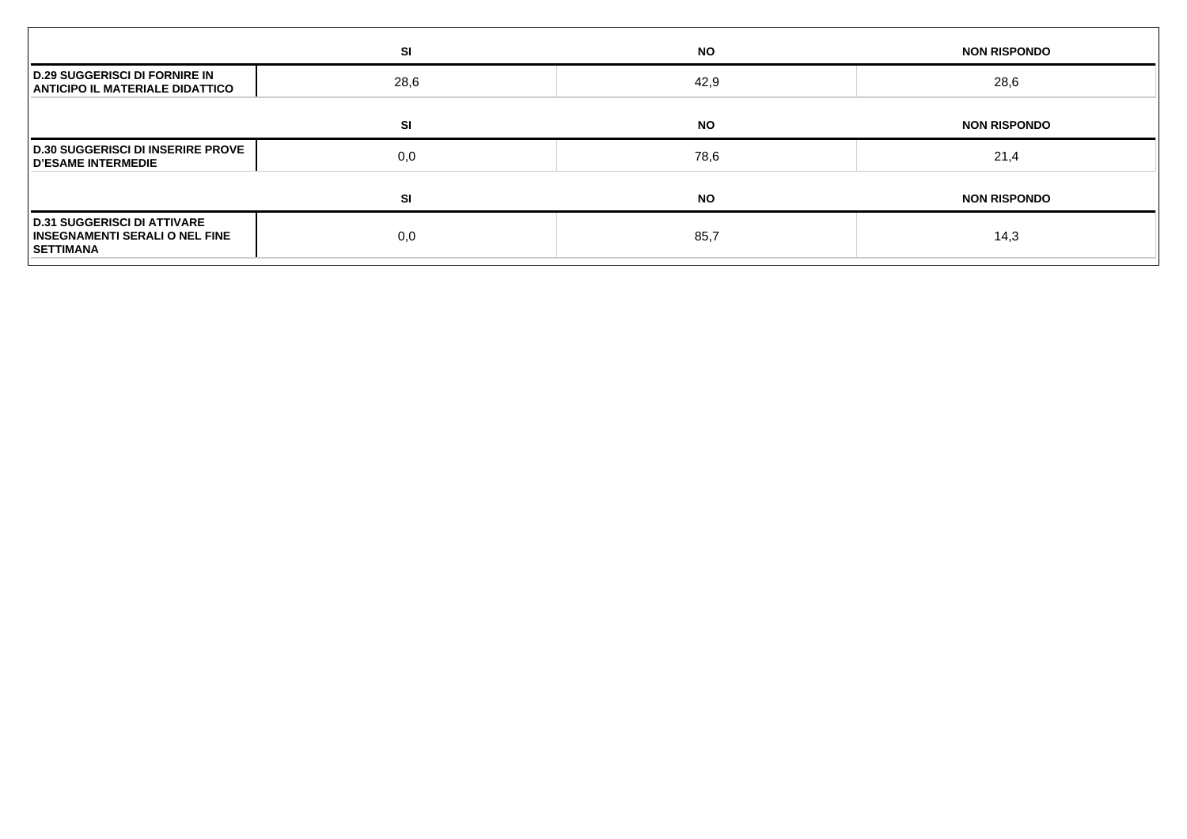| | SI | NO | NON RISPONDO |
|---|---|---|---|
| **D.29 SUGGERISCI DI FORNIRE IN ANTICIPO IL MATERIALE DIDATTICO** | 28,6 | 42,9 | 28,6 |

| | SI | NO | NON RISPONDO |
|---|---|---|---|
| **D.30 SUGGERISCI DI INSERIRE PROVE D'ESAME INTERMEDIE** | 0,0 | 78,6 | 21,4 |

| | SI | NO | NON RISPONDO |
|---|---|---|---|
| **D.31 SUGGERISCI DI ATTIVARE INSEGNAMENTI SERALI O NEL FINE SETTIMANA** | 0,0 | 85,7 | 14,3 |